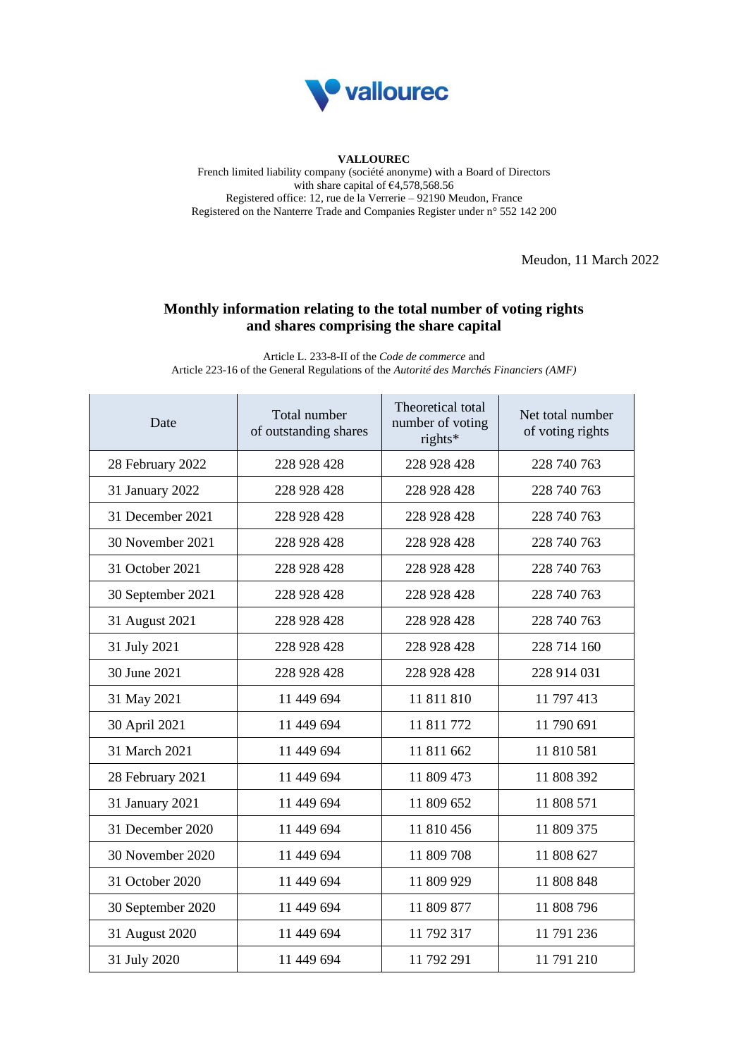**VALLOUREC**

French limited liability company (société anonyme) with a Board of Directors
with share capital of €4,578,568.56
Registered office: 12, rue de la Verrerie – 92190 Meudon, France
Registered on the Nanterre Trade and Companies Register under n° 552 142 200

Meudon, 11 March 2022

## Monthly information relating to the total number of voting rights and shares comprising the share capital

Article L. 233-8-II of the *Code de commerce* and
Article 223-16 of the General Regulations of the *Autorité des Marchés Financiers (AMF)*

| Date | Total number of outstanding shares | Theoretical total number of voting rights* | Net total number of voting rights |
|---|---|---|---|
| 28 February 2022 | 228 928 428 | 228 928 428 | 228 740 763 |
| 31 January 2022 | 228 928 428 | 228 928 428 | 228 740 763 |
| 31 December 2021 | 228 928 428 | 228 928 428 | 228 740 763 |
| 30 November 2021 | 228 928 428 | 228 928 428 | 228 740 763 |
| 31 October 2021 | 228 928 428 | 228 928 428 | 228 740 763 |
| 30 September 2021 | 228 928 428 | 228 928 428 | 228 740 763 |
| 31 August 2021 | 228 928 428 | 228 928 428 | 228 740 763 |
| 31 July 2021 | 228 928 428 | 228 928 428 | 228 714 160 |
| 30 June 2021 | 228 928 428 | 228 928 428 | 228 914 031 |
| 31 May 2021 | 11 449 694 | 11 811 810 | 11 797 413 |
| 30 April 2021 | 11 449 694 | 11 811 772 | 11 790 691 |
| 31 March 2021 | 11 449 694 | 11 811 662 | 11 810 581 |
| 28 February 2021 | 11 449 694 | 11 809 473 | 11 808 392 |
| 31 January 2021 | 11 449 694 | 11 809 652 | 11 808 571 |
| 31 December 2020 | 11 449 694 | 11 810 456 | 11 809 375 |
| 30 November 2020 | 11 449 694 | 11 809 708 | 11 808 627 |
| 31 October 2020 | 11 449 694 | 11 809 929 | 11 808 848 |
| 30 September 2020 | 11 449 694 | 11 809 877 | 11 808 796 |
| 31 August 2020 | 11 449 694 | 11 792 317 | 11 791 236 |
| 31 July 2020 | 11 449 694 | 11 792 291 | 11 791 210 |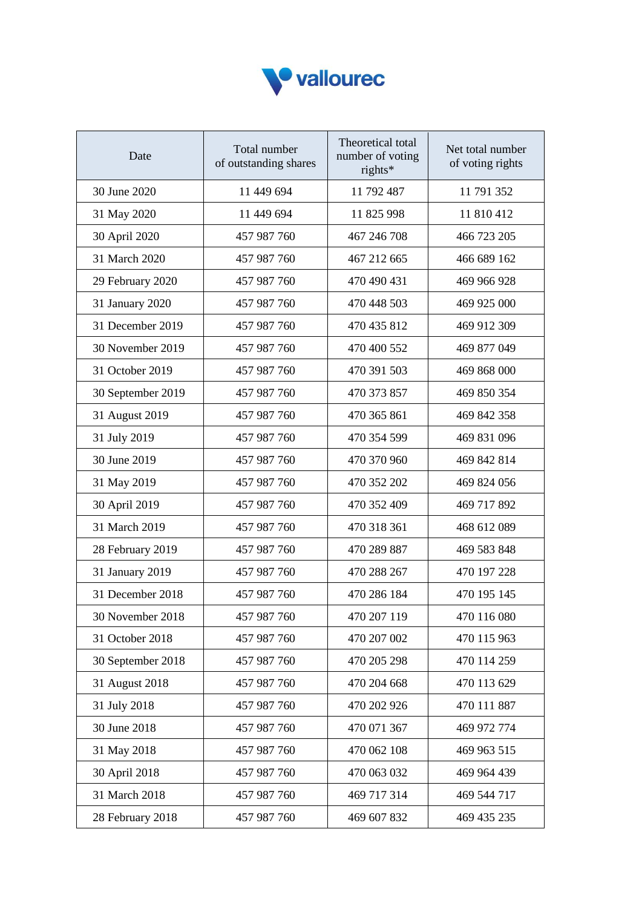| Date | Total number of outstanding shares | Theoretical total number of voting rights* | Net total number of voting rights |
|---|---|---|---|
| 30 June 2020 | 11 449 694 | 11 792 487 | 11 791 352 |
| 31 May 2020 | 11 449 694 | 11 825 998 | 11 810 412 |
| 30 April 2020 | 457 987 760 | 467 246 708 | 466 723 205 |
| 31 March 2020 | 457 987 760 | 467 212 665 | 466 689 162 |
| 29 February 2020 | 457 987 760 | 470 490 431 | 469 966 928 |
| 31 January 2020 | 457 987 760 | 470 448 503 | 469 925 000 |
| 31 December 2019 | 457 987 760 | 470 435 812 | 469 912 309 |
| 30 November 2019 | 457 987 760 | 470 400 552 | 469 877 049 |
| 31 October 2019 | 457 987 760 | 470 391 503 | 469 868 000 |
| 30 September 2019 | 457 987 760 | 470 373 857 | 469 850 354 |
| 31 August 2019 | 457 987 760 | 470 365 861 | 469 842 358 |
| 31 July 2019 | 457 987 760 | 470 354 599 | 469 831 096 |
| 30 June 2019 | 457 987 760 | 470 370 960 | 469 842 814 |
| 31 May 2019 | 457 987 760 | 470 352 202 | 469 824 056 |
| 30 April 2019 | 457 987 760 | 470 352 409 | 469 717 892 |
| 31 March 2019 | 457 987 760 | 470 318 361 | 468 612 089 |
| 28 February 2019 | 457 987 760 | 470 289 887 | 469 583 848 |
| 31 January 2019 | 457 987 760 | 470 288 267 | 470 197 228 |
| 31 December 2018 | 457 987 760 | 470 286 184 | 470 195 145 |
| 30 November 2018 | 457 987 760 | 470 207 119 | 470 116 080 |
| 31 October 2018 | 457 987 760 | 470 207 002 | 470 115 963 |
| 30 September 2018 | 457 987 760 | 470 205 298 | 470 114 259 |
| 31 August 2018 | 457 987 760 | 470 204 668 | 470 113 629 |
| 31 July 2018 | 457 987 760 | 470 202 926 | 470 111 887 |
| 30 June 2018 | 457 987 760 | 470 071 367 | 469 972 774 |
| 31 May 2018 | 457 987 760 | 470 062 108 | 469 963 515 |
| 30 April 2018 | 457 987 760 | 470 063 032 | 469 964 439 |
| 31 March 2018 | 457 987 760 | 469 717 314 | 469 544 717 |
| 28 February 2018 | 457 987 760 | 469 607 832 | 469 435 235 |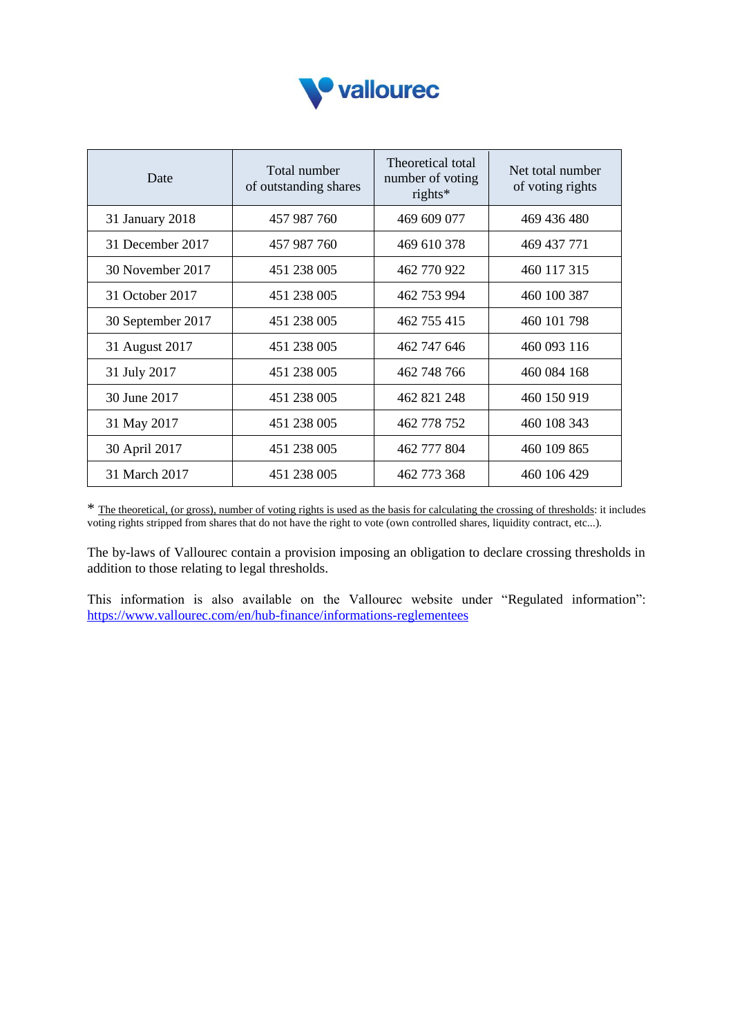| Date | Total number of outstanding shares | Theoretical total number of voting rights* | Net total number of voting rights |
|---|---|---|---|
| 31 January 2018 | 457 987 760 | 469 609 077 | 469 436 480 |
| 31 December 2017 | 457 987 760 | 469 610 378 | 469 437 771 |
| 30 November 2017 | 451 238 005 | 462 770 922 | 460 117 315 |
| 31 October 2017 | 451 238 005 | 462 753 994 | 460 100 387 |
| 30 September 2017 | 451 238 005 | 462 755 415 | 460 101 798 |
| 31 August 2017 | 451 238 005 | 462 747 646 | 460 093 116 |
| 31 July 2017 | 451 238 005 | 462 748 766 | 460 084 168 |
| 30 June 2017 | 451 238 005 | 462 821 248 | 460 150 919 |
| 31 May 2017 | 451 238 005 | 462 778 752 | 460 108 343 |
| 30 April 2017 | 451 238 005 | 462 777 804 | 460 109 865 |
| 31 March 2017 | 451 238 005 | 462 773 368 | 460 106 429 |

* The theoretical, (or gross), number of voting rights is used as the basis for calculating the crossing of thresholds: it includes voting rights stripped from shares that do not have the right to vote (own controlled shares, liquidity contract, etc...).

The by-laws of Vallourec contain a provision imposing an obligation to declare crossing thresholds in addition to those relating to legal thresholds.

This information is also available on the Vallourec website under "Regulated information": https://www.vallourec.com/en/hub-finance/informations-reglementees